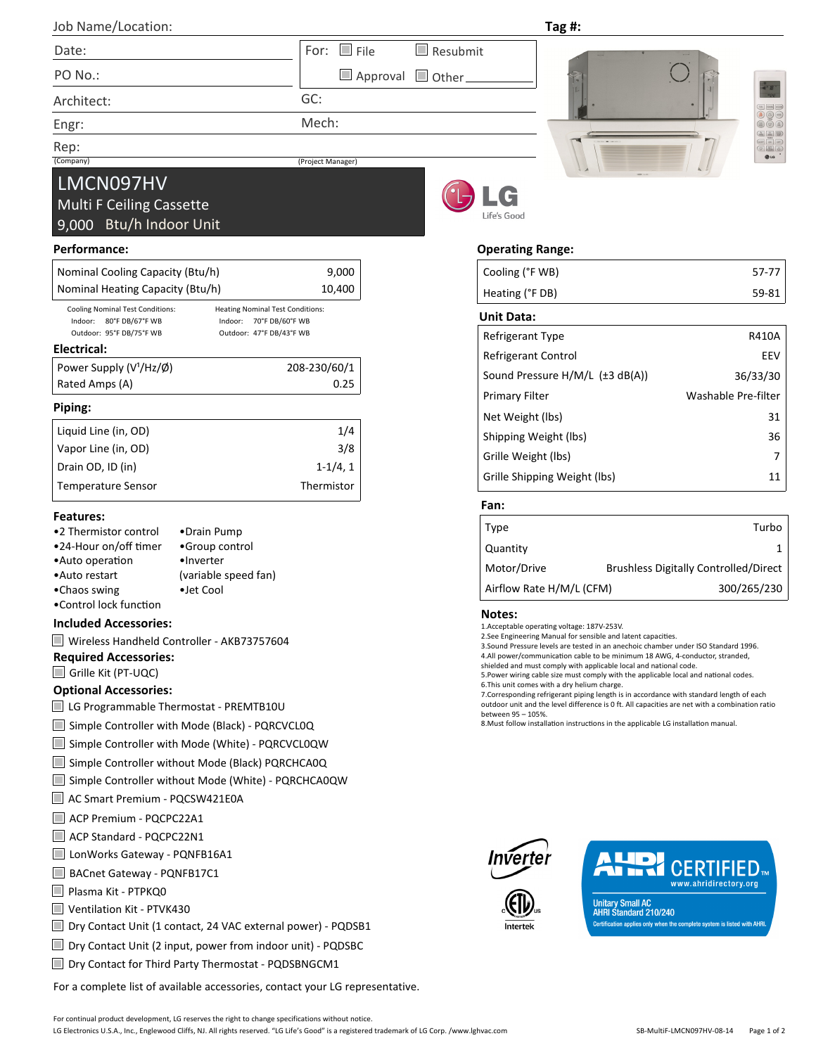| Job Name/Location: | | Tag #: |
|---|---|---|
| Date: | For: ☐ File ☐ Resubmit | |
| PO No.: | ☐ Approval ☐ Other ______ | |
| Architect: | GC: | |
| Engr: | Mech: | |
| Rep: (Company) | (Project Manager) | |

# LMCN097HV
## Multi F Ceiling Cassette
## 9,000 Btu/h Indoor Unit

LG Life's Good

### Performance:

| | |
|---|---|
| Nominal Cooling Capacity (Btu/h) | 9,000 |
| Nominal Heating Capacity (Btu/h) | 10,400 |

Cooling Nominal Test Conditions:
Indoor: 80°F DB/67°F WB
Outdoor: 95°F DB/75°F WB

Heating Nominal Test Conditions:
Indoor: 70°F DB/60°F WB
Outdoor: 47°F DB/43°F WB

### Electrical:

| | |
|---|---|
| Power Supply (V[1]/Hz/Ø) | 208-230/60/1 |
| Rated Amps (A) | 0.25 |

### Piping:

| | |
|---|---|
| Liquid Line (in, OD) | 1/4 |
| Vapor Line (in, OD) | 3/8 |
| Drain OD, ID (in) | 1-1/4, 1 |
| Temperature Sensor | Thermistor |

### Features:

- 2 Thermistor control
- 24-Hour on/off timer
- Auto operation
- Auto restart
- Chaos swing
- Control lock function
- Drain Pump
- Group control
- Inverter (variable speed fan)
- Jet Cool

### Included Accessories:

☐ Wireless Handheld Controller - AKB73757604

### Required Accessories:

☐ Grille Kit (PT-UQC)

### Optional Accessories:

☐ LG Programmable Thermostat - PREMTB10U
☐ Simple Controller with Mode (Black) - PQRCVCL0Q
☐ Simple Controller with Mode (White) - PQRCVCL0QW
☐ Simple Controller without Mode (Black) PQRCHCA0Q
☐ Simple Controller without Mode (White) - PQRCHCA0QW
☐ AC Smart Premium - PQCSW421E0A
☐ ACP Premium - PQCPC22A1
☐ ACP Standard - PQCPC22N1
☐ LonWorks Gateway - PQNFB16A1
☐ BACnet Gateway - PQNFB17C1
☐ Plasma Kit - PTPKQ0
☐ Ventilation Kit - PTVK430
☐ Dry Contact Unit (1 contact, 24 VAC external power) - PQDSB1
☐ Dry Contact Unit (2 input, power from indoor unit) - PQDSBC
☐ Dry Contact for Third Party Thermostat - PQDSBNGCM1

For a complete list of available accessories, contact your LG representative.

### Operating Range:

| | |
|---|---|
| Cooling (°F WB) | 57-77 |
| Heating (°F DB) | 59-81 |

### Unit Data:

| | |
|---|---|
| Refrigerant Type | R410A |
| Refrigerant Control | EEV |
| Sound Pressure H/M/L (±3 dB(A)) | 36/33/30 |
| Primary Filter | Washable Pre-filter |
| Net Weight (lbs) | 31 |
| Shipping Weight (lbs) | 36 |
| Grille Weight (lbs) | 7 |
| Grille Shipping Weight (lbs) | 11 |

### Fan:

| | |
|---|---|
| Type | Turbo |
| Quantity | 1 |
| Motor/Drive | Brushless Digitally Controlled/Direct |
| Airflow Rate H/M/L (CFM) | 300/265/230 |

### Notes:

1. Acceptable operating voltage: 187V-253V.
2. See Engineering Manual for sensible and latent capacities.
3. Sound Pressure levels are tested in an anechoic chamber under ISO Standard 1996.
4. All power/communication cable to be minimum 18 AWG, 4-conductor, stranded, shielded and must comply with applicable local and national code.
5. Power wiring cable size must comply with the applicable local and national codes.
6. This unit comes with a dry helium charge.
7. Corresponding refrigerant piping length is in accordance with standard length of each outdoor unit and the level difference is 0 ft. All capacities are net with a combination ratio between 95 – 105%.
8. Must follow installation instructions in the applicable LG installation manual.

Inverter

ETL Intertek

AHRI CERTIFIED™ www.ahridirectory.org
Unitary Small AC
AHRI Standard 210/240
Certification applies only when the complete system is listed with AHRI.

For continual product development, LG reserves the right to change specifications without notice.
LG Electronics U.S.A., Inc., Englewood Cliffs, NJ. All rights reserved. "LG Life's Good" is a registered trademark of LG Corp. /www.lghvac.com

SB-MultiF-LMCN097HV-08-14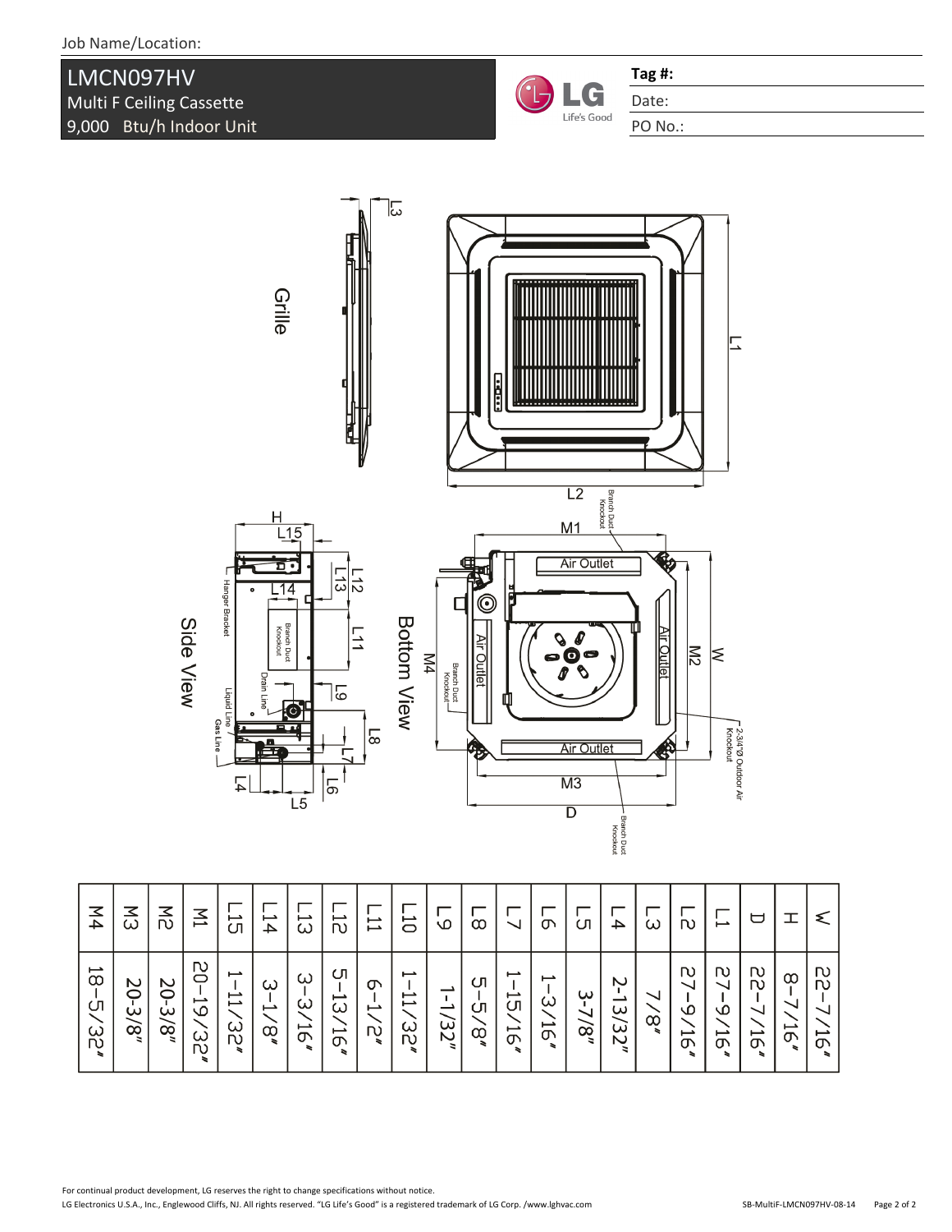Job Name/Location:

# LMCN097HV
Multi F Ceiling Cassette
9,000 Btu/h Indoor Unit

Tag #:

Date:

PO No.:

Grille

L3

L1

L2

Branch Duct Knockout

H

L15

L12

L13

L14

L11

L9

L8

L7

L6

L5

L4

Hanger Bracket

Branch Duct Knockout

Drain Line

Liquid Line

Gas Line

Side View

Bottom View

M1

M2

M3

M4

W

D

Air Outlet

Air Outlet

Air Outlet

Air Outlet

Branch Duct Knockout

2-3/4"Ø Outdoor Air Knockout

Branch Duct Knockout

| W | H | D | L1 | L2 | L3 | L4 | L5 | L6 | L7 | L8 | L9 | L10 | L11 | L12 | L13 | L14 | L15 | M1 | M2 | M3 | M4 |
|---|---|---|---|---|---|---|---|---|---|---|---|---|---|---|---|---|---|---|---|---|---|
| 22-7/16" | 8-7/16" | 22-7/16" | 27-9/16" | 27-9/16" | 7/8" | 2-13/32" | 3-7/8" | 1-3/16" | 1-15/16" | 5-5/8" | 1-1/32" | 1-11/32" | 6-1/2" | 5-13/16" | 3-3/16" | 3-1/8" | 1-11/32" | 20-19/32" | 20-3/8" | 20-3/8" | 18-5/32" |

For continual product development, LG reserves the right to change specifications without notice.

LG Electronics U.S.A., Inc., Englewood Cliffs, NJ. All rights reserved. "LG Life's Good" is a registered trademark of LG Corp. /www.lghvac.com

SB-MultiF-LMCN097HV-08-14